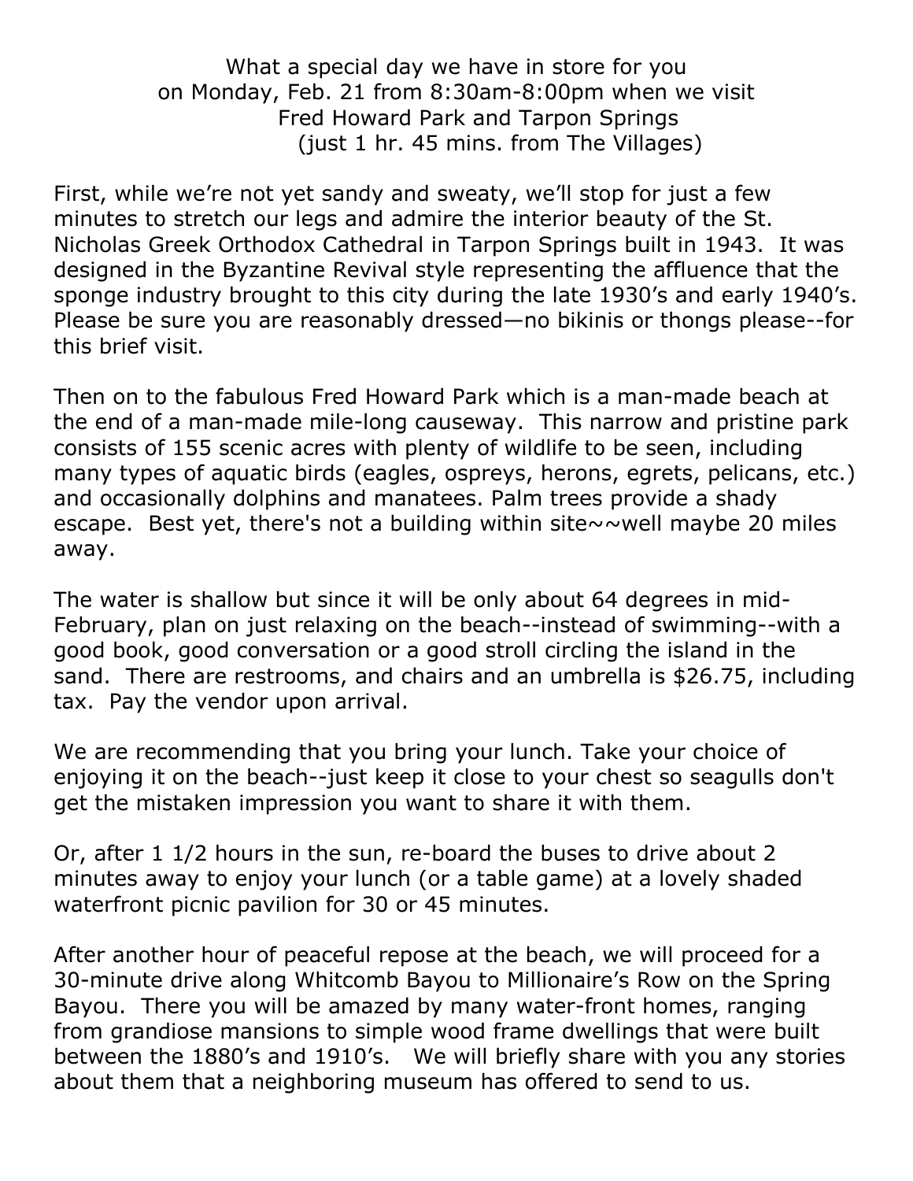What a special day we have in store for you
on Monday, Feb. 21 from 8:30am-8:00pm when we visit
Fred Howard Park and Tarpon Springs
(just 1 hr. 45 mins. from The Villages)

First, while we're not yet sandy and sweaty, we'll stop for just a few minutes to stretch our legs and admire the interior beauty of the St. Nicholas Greek Orthodox Cathedral in Tarpon Springs built in 1943. It was designed in the Byzantine Revival style representing the affluence that the sponge industry brought to this city during the late 1930's and early 1940's. Please be sure you are reasonably dressed—no bikinis or thongs please--for this brief visit.

Then on to the fabulous Fred Howard Park which is a man-made beach at the end of a man-made mile-long causeway. This narrow and pristine park consists of 155 scenic acres with plenty of wildlife to be seen, including many types of aquatic birds (eagles, ospreys, herons, egrets, pelicans, etc.) and occasionally dolphins and manatees. Palm trees provide a shady escape. Best yet, there's not a building within site~~well maybe 20 miles away.

The water is shallow but since it will be only about 64 degrees in mid-February, plan on just relaxing on the beach--instead of swimming--with a good book, good conversation or a good stroll circling the island in the sand. There are restrooms, and chairs and an umbrella is $26.75, including tax. Pay the vendor upon arrival.

We are recommending that you bring your lunch. Take your choice of enjoying it on the beach--just keep it close to your chest so seagulls don't get the mistaken impression you want to share it with them.

Or, after 1 1/2 hours in the sun, re-board the buses to drive about 2 minutes away to enjoy your lunch (or a table game) at a lovely shaded waterfront picnic pavilion for 30 or 45 minutes.

After another hour of peaceful repose at the beach, we will proceed for a 30-minute drive along Whitcomb Bayou to Millionaire's Row on the Spring Bayou. There you will be amazed by many water-front homes, ranging from grandiose mansions to simple wood frame dwellings that were built between the 1880's and 1910's. We will briefly share with you any stories about them that a neighboring museum has offered to send to us.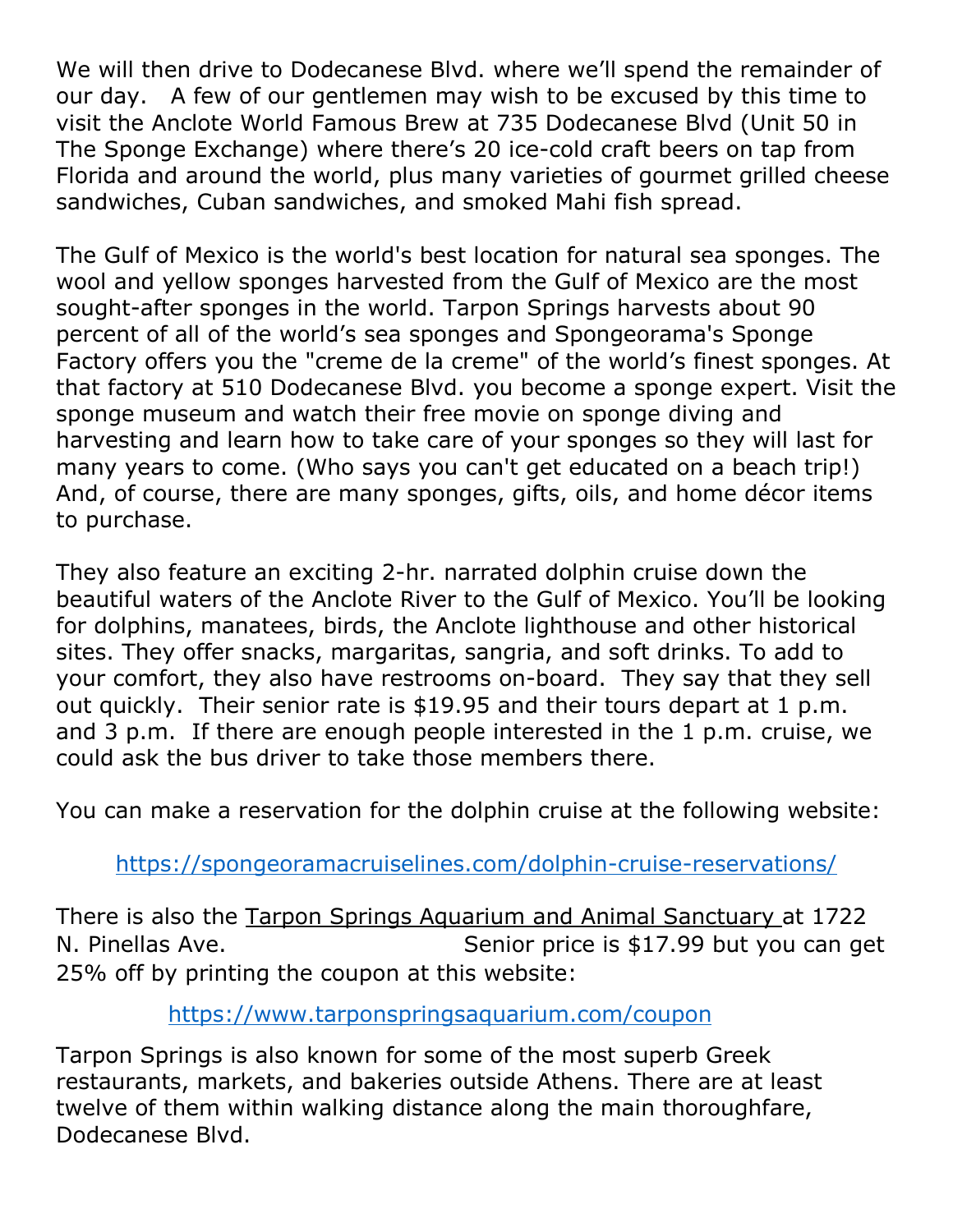We will then drive to Dodecanese Blvd. where we'll spend the remainder of our day. A few of our gentlemen may wish to be excused by this time to visit the Anclote World Famous Brew at 735 Dodecanese Blvd (Unit 50 in The Sponge Exchange) where there's 20 ice-cold craft beers on tap from Florida and around the world, plus many varieties of gourmet grilled cheese sandwiches, Cuban sandwiches, and smoked Mahi fish spread.

The Gulf of Mexico is the world's best location for natural sea sponges. The wool and yellow sponges harvested from the Gulf of Mexico are the most sought-after sponges in the world. Tarpon Springs harvests about 90 percent of all of the world's sea sponges and Spongeorama's Sponge Factory offers you the "creme de la creme" of the world's finest sponges. At that factory at 510 Dodecanese Blvd. you become a sponge expert. Visit the sponge museum and watch their free movie on sponge diving and harvesting and learn how to take care of your sponges so they will last for many years to come. (Who says you can't get educated on a beach trip!) And, of course, there are many sponges, gifts, oils, and home décor items to purchase.

They also feature an exciting 2-hr. narrated dolphin cruise down the beautiful waters of the Anclote River to the Gulf of Mexico. You'll be looking for dolphins, manatees, birds, the Anclote lighthouse and other historical sites. They offer snacks, margaritas, sangria, and soft drinks. To add to your comfort, they also have restrooms on-board. They say that they sell out quickly. Their senior rate is $19.95 and their tours depart at 1 p.m. and 3 p.m. If there are enough people interested in the 1 p.m. cruise, we could ask the bus driver to take those members there.

You can make a reservation for the dolphin cruise at the following website:

https://spongeoramacruiselines.com/dolphin-cruise-reservations/

There is also the Tarpon Springs Aquarium and Animal Sanctuary at 1722 N. Pinellas Ave. Senior price is $17.99 but you can get 25% off by printing the coupon at this website:

https://www.tarponspringsaquarium.com/coupon

Tarpon Springs is also known for some of the most superb Greek restaurants, markets, and bakeries outside Athens. There are at least twelve of them within walking distance along the main thoroughfare, Dodecanese Blvd.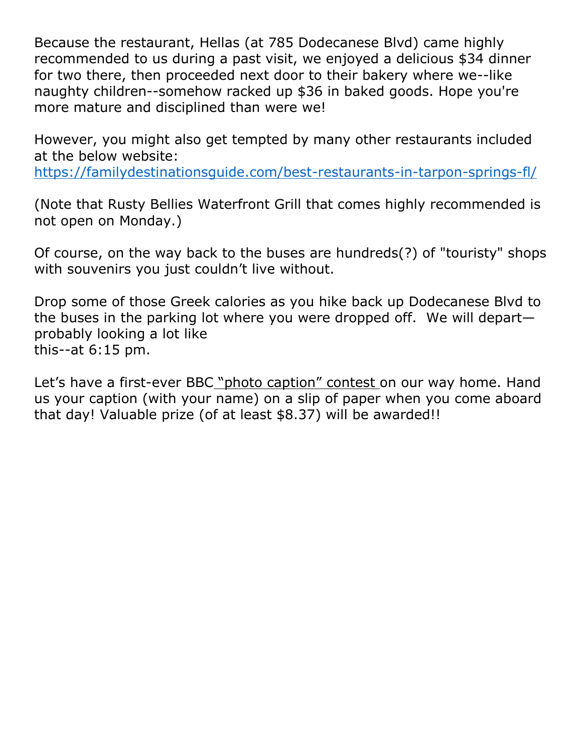Because the restaurant, Hellas (at 785 Dodecanese Blvd) came highly recommended to us during a past visit, we enjoyed a delicious $34 dinner for two there, then proceeded next door to their bakery where we--like naughty children--somehow racked up $36 in baked goods. Hope you're more mature and disciplined than were we!

However, you might also get tempted by many other restaurants included at the below website:
https://familydestinationsguide.com/best-restaurants-in-tarpon-springs-fl/

(Note that Rusty Bellies Waterfront Grill that comes highly recommended is not open on Monday.)

Of course, on the way back to the buses are hundreds(?) of "touristy" shops with souvenirs you just couldn't live without.

Drop some of those Greek calories as you hike back up Dodecanese Blvd to the buses in the parking lot where you were dropped off. We will depart—probably looking a lot like this--at 6:15 pm.

Let's have a first-ever BBC "photo caption" contest on our way home. Hand us your caption (with your name) on a slip of paper when you come aboard that day! Valuable prize (of at least $8.37) will be awarded!!